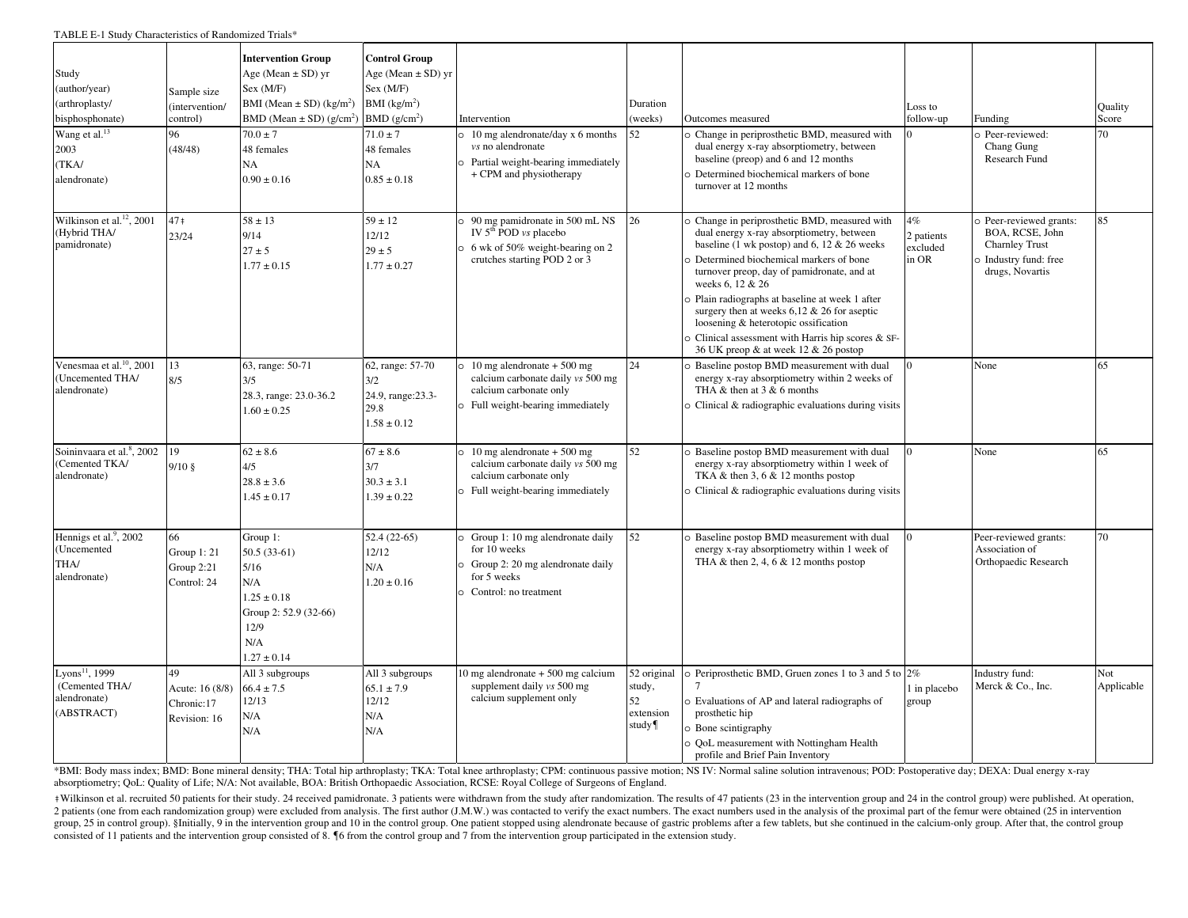TABLE E-1 Study Characteristics of Randomized Trials*

| Study (author/year) (arthroplasty/ bisphosphonate) | Sample size (intervention/ control) | **Intervention Group** Age (Mean ± SD) yr Sex (M/F) BMI (Mean ± SD) ($kg/m^2$) BMD (Mean ± SD) ($g/cm^2$) | **Control Group** Age (Mean ± SD) yr Sex (M/F) BMI ($kg/m^2$) BMD ($g/cm^2$) | Intervention | Duration (weeks) | Outcomes measured | Loss to follow-up | Funding | Quality Score |
|---|---|---|---|---|---|---|---|---|---|
| Wang et al.[13] 2003 (TKA/ alendronate) | 96 (48/48) | 70.0 ± 7<br>48 females<br>NA<br>0.90 ± 0.16 | 71.0 ± 7<br>48 females<br>NA<br>0.85 ± 0.18 | ○ 10 mg alendronate/day x 6 months *vs* no alendronate<br>○ Partial weight-bearing immediately + CPM and physiotherapy | 52 | ○ Change in periprosthetic BMD, measured with dual energy x-ray absorptiometry, between baseline (preop) and 6 and 12 months<br>○ Determined biochemical markers of bone turnover at 12 months | 0 | ○ Peer-reviewed: Chang Gung Research Fund | 70 |
| Wilkinson et al.[12], 2001 (Hybrid THA/ pamidronate) | 47‡<br>23/24 | 58 ± 13<br>9/14<br>27 ± 5<br>1.77 ± 0.15 | 59 ± 12<br>12/12<br>29 ± 5<br>1.77 ± 0.27 | ○ 90 mg pamidronate in 500 mL NS IV 5[th] POD *vs* placebo<br>○ 6 wk of 50% weight-bearing on 2 crutches starting POD 2 or 3 | 26 | ○ Change in periprosthetic BMD, measured with dual energy x-ray absorptiometry, between baseline (1 wk postop) and 6, 12 & 26 weeks<br>○ Determined biochemical markers of bone turnover preop, day of pamidronate, and at weeks 6, 12 & 26<br>○ Plain radiographs at baseline at week 1 after surgery then at weeks 6,12 & 26 for aseptic loosening & heterotopic ossification<br>○ Clinical assessment with Harris hip scores & SF-36 UK preop & at week 12 & 26 postop | 4%<br>2 patients excluded in OR | ○ Peer-reviewed grants: BOA, RCSE, John Charnley Trust<br>○ Industry fund: free drugs, Novartis | 85 |
| Venesmaa et al.[10], 2001 (Uncemented THA/ alendronate) | 13<br>8/5 | 63, range: 50-71<br>3/5<br>28.3, range: 23.0-36.2<br>1.60 ± 0.25 | 62, range: 57-70<br>3/2<br>24.9, range:23.3-29.8<br>1.58 ± 0.12 | ○ 10 mg alendronate + 500 mg calcium carbonate daily *vs* 500 mg calcium carbonate only<br>○ Full weight-bearing immediately | 24 | ○ Baseline postop BMD measurement with dual energy x-ray absorptiometry within 2 weeks of THA & then at 3 & 6 months<br>○ Clinical & radiographic evaluations during visits | 0 | None | 65 |
| Soininvaara et al.[8], 2002 (Cemented TKA/ alendronate) | 19<br>9/10 § | 62 ± 8.6<br>4/5<br>28.8 ± 3.6<br>1.45 ± 0.17 | 67 ± 8.6<br>3/7<br>30.3 ± 3.1<br>1.39 ± 0.22 | ○ 10 mg alendronate + 500 mg calcium carbonate daily *vs* 500 mg calcium carbonate only<br>○ Full weight-bearing immediately | 52 | ○ Baseline postop BMD measurement with dual energy x-ray absorptiometry within 1 week of TKA & then 3, 6 & 12 months postop<br>○ Clinical & radiographic evaluations during visits | 0 | None | 65 |
| Hennigs et al.[9], 2002 (Uncemented THA/ alendronate) | 66<br>Group 1: 21<br>Group 2:21<br>Control: 24 | Group 1:<br>50.5 (33-61)<br>5/16<br>N/A<br>1.25 ± 0.18<br>Group 2: 52.9 (32-66)<br>12/9<br>N/A<br>1.27 ± 0.14 | 52.4 (22-65)<br>12/12<br>N/A<br>1.20 ± 0.16 | ○ Group 1: 10 mg alendronate daily for 10 weeks<br>○ Group 2: 20 mg alendronate daily for 5 weeks<br>○ Control: no treatment | 52 | ○ Baseline postop BMD measurement with dual energy x-ray absorptiometry within 1 week of THA & then 2, 4, 6 & 12 months postop | 0 | Peer-reviewed grants: Association of Orthopaedic Research | 70 |
| Lyons[11], 1999 (Cemented THA/ alendronate) (ABSTRACT) | 49<br>Acute: 16 (8/8)<br>Chronic:17<br>Revision: 16 | All 3 subgroups<br>66.4 ± 7.5<br>12/13<br>N/A<br>N/A | All 3 subgroups<br>65.1 ± 7.9<br>12/12<br>N/A<br>N/A | 10 mg alendronate + 500 mg calcium supplement daily *vs* 500 mg calcium supplement only | 52 original study,<br>52 extension study¶ | ○ Periprosthetic BMD, Gruen zones 1 to 3 and 5 to 7<br>○ Evaluations of AP and lateral radiographs of prosthetic hip<br>○ Bone scintigraphy<br>○ QoL measurement with Nottingham Health profile and Brief Pain Inventory | 2%<br>1 in placebo group | Industry fund: Merck & Co., Inc. | Not Applicable |

*BMI: Body mass index; BMD: Bone mineral density; THA: Total hip arthroplasty; TKA: Total knee arthroplasty; CPM: continuous passive motion; NS IV: Normal saline solution intravenous; POD: Postoperative day; DEXA: Dual energy x-ray absorptiometry; QoL: Quality of Life; N/A: Not available, BOA: British Orthopaedic Association, RCSE: Royal College of Surgeons of England.

‡Wilkinson et al. recruited 50 patients for their study. 24 received pamidronate. 3 patients were withdrawn from the study after randomization. The results of 47 patients (23 in the intervention group and 24 in the control group) were published. At operation, 2 patients (one from each randomization group) were excluded from analysis. The first author (J.M.W.) was contacted to verify the exact numbers. The exact numbers used in the analysis of the proximal part of the femur were obtained (25 in intervention group, 25 in control group). §Initially, 9 in the intervention group and 10 in the control group. One patient stopped using alendronate because of gastric problems after a few tablets, but she continued in the calcium-only group. After that, the control group consisted of 11 patients and the intervention group consisted of 8. ¶6 from the control group and 7 from the intervention group participated in the extension study.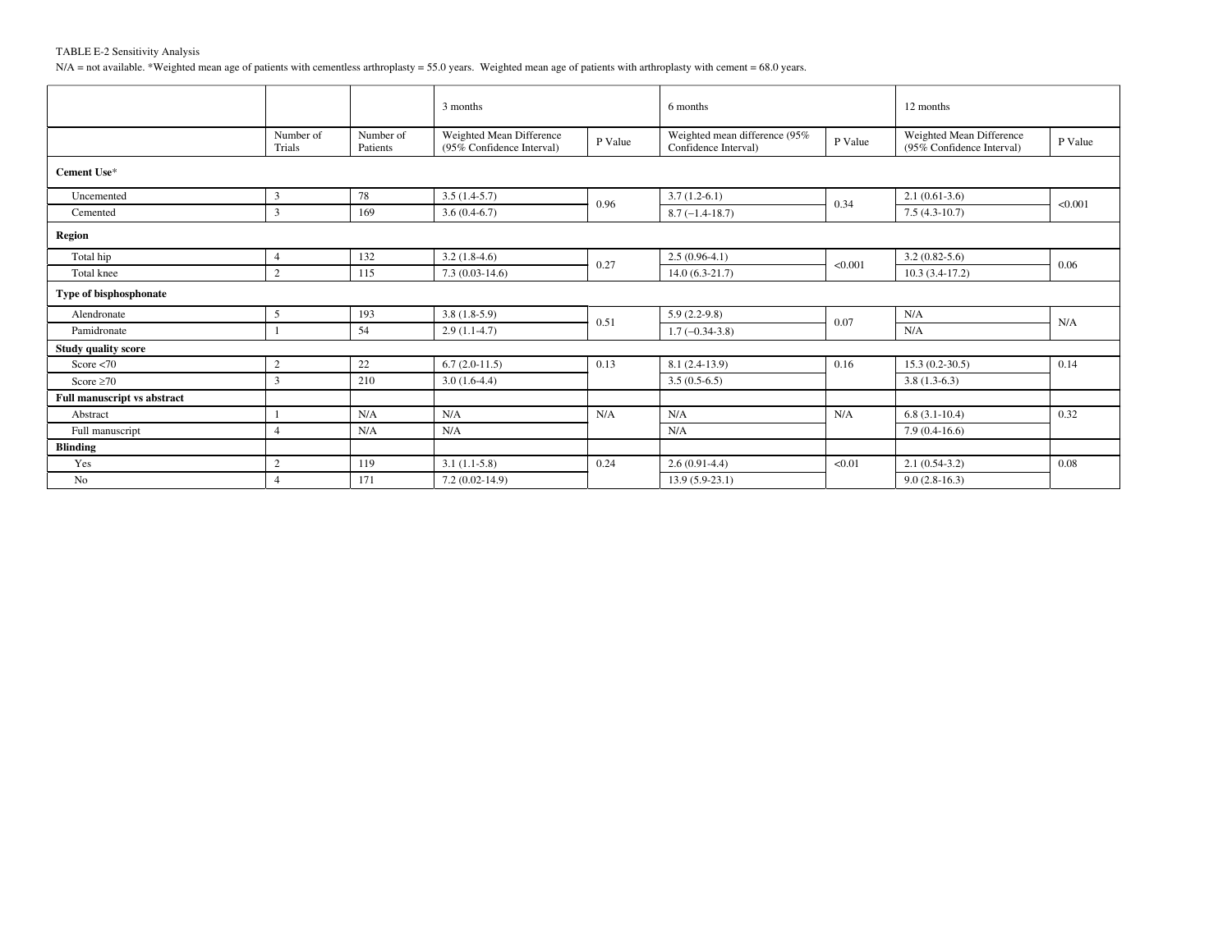TABLE E-2 Sensitivity Analysis

N/A = not available. *Weighted mean age of patients with cementless arthroplasty = 55.0 years. Weighted mean age of patients with arthroplasty with cement = 68.0 years.

| | | | 3 months | | 6 months | | 12 months | |
|---|---|---|---|---|---|---|---|---|
| | Number of Trials | Number of Patients | Weighted Mean Difference (95% Confidence Interval) | P Value | Weighted mean difference (95% Confidence Interval) | P Value | Weighted Mean Difference (95% Confidence Interval) | P Value |
| **Cement Use*** | | | | | | | | |
| Uncemented | 3 | 78 | 3.5 (1.4-5.7) | 0.96 | 3.7 (1.2-6.1) | 0.34 | 2.1 (0.61-3.6) | <0.001 |
| Cemented | 3 | 169 | 3.6 (0.4-6.7) | | 8.7 (−1.4-18.7) | | 7.5 (4.3-10.7) | |
| **Region** | | | | | | | | |
| Total hip | 4 | 132 | 3.2 (1.8-4.6) | 0.27 | 2.5 (0.96-4.1) | <0.001 | 3.2 (0.82-5.6) | 0.06 |
| Total knee | 2 | 115 | 7.3 (0.03-14.6) | | 14.0 (6.3-21.7) | | 10.3 (3.4-17.2) | |
| **Type of bisphosphonate** | | | | | | | | |
| Alendronate | 5 | 193 | 3.8 (1.8-5.9) | 0.51 | 5.9 (2.2-9.8) | 0.07 | N/A | N/A |
| Pamidronate | 1 | 54 | 2.9 (1.1-4.7) | | 1.7 (−0.34-3.8) | | N/A | |
| **Study quality score** | | | | | | | | |
| Score <70 | 2 | 22 | 6.7 (2.0-11.5) | 0.13 | 8.1 (2.4-13.9) | 0.16 | 15.3 (0.2-30.5) | 0.14 |
| Score ≥70 | 3 | 210 | 3.0 (1.6-4.4) | | 3.5 (0.5-6.5) | | 3.8 (1.3-6.3) | |
| **Full manuscript vs abstract** | | | | | | | | |
| Abstract | 1 | N/A | N/A | N/A | N/A | N/A | 6.8 (3.1-10.4) | 0.32 |
| Full manuscript | 4 | N/A | N/A | | N/A | | 7.9 (0.4-16.6) | |
| **Blinding** | | | | | | | | |
| Yes | 2 | 119 | 3.1 (1.1-5.8) | 0.24 | 2.6 (0.91-4.4) | <0.01 | 2.1 (0.54-3.2) | 0.08 |
| No | 4 | 171 | 7.2 (0.02-14.9) | | 13.9 (5.9-23.1) | | 9.0 (2.8-16.3) | |